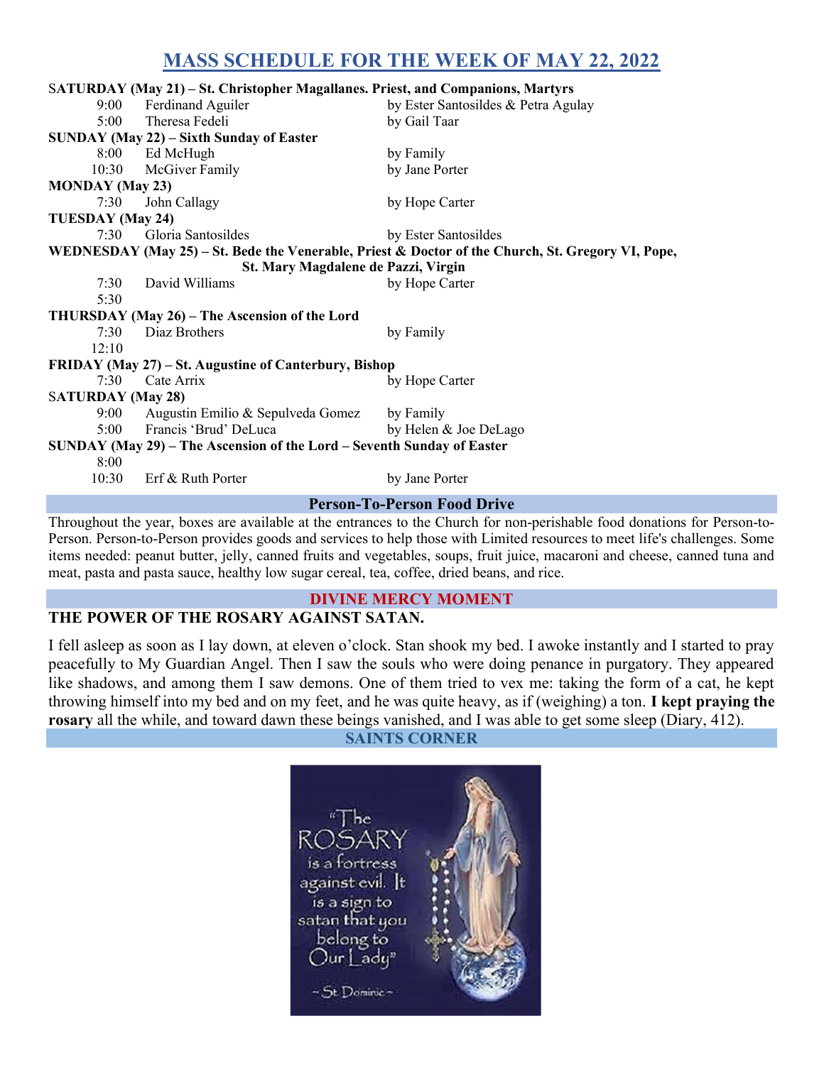# MASS SCHEDULE FOR THE WEEK OF MAY 22, 2022

**SATURDAY (May 21) – St. Christopher Magallanes. Priest, and Companions, Martyrs**

| | | |
|---|---|---|
| 9:00 | Ferdinand Aguiler | by Ester Santosildes & Petra Agulay |
| 5:00 | Theresa Fedeli | by Gail Taar |

**SUNDAY (May 22) – Sixth Sunday of Easter**

| | | |
|---|---|---|
| 8:00 | Ed McHugh | by Family |
| 10:30 | McGiver Family | by Jane Porter |

**MONDAY (May 23)**

| | | |
|---|---|---|
| 7:30 | John Callagy | by Hope Carter |

**TUESDAY (May 24)**

| | | |
|---|---|---|
| 7:30 | Gloria Santosildes | by Ester Santosildes |

**WEDNESDAY (May 25) – St. Bede the Venerable, Priest & Doctor of the Church, St. Gregory VI, Pope, St. Mary Magdalene de Pazzi, Virgin**

| | | |
|---|---|---|
| 7:30 | David Williams | by Hope Carter |
| 5:30 | | |

**THURSDAY (May 26) – The Ascension of the Lord**

| | | |
|---|---|---|
| 7:30 | Diaz Brothers | by Family |
| 12:10 | | |

**FRIDAY (May 27) – St. Augustine of Canterbury, Bishop**

| | | |
|---|---|---|
| 7:30 | Cate Arrix | by Hope Carter |

**SATURDAY (May 28)**

| | | |
|---|---|---|
| 9:00 | Augustin Emilio & Sepulveda Gomez | by Family |
| 5:00 | Francis 'Brud' DeLuca | by Helen & Joe DeLago |

**SUNDAY (May 29) – The Ascension of the Lord – Seventh Sunday of Easter**

| | | |
|---|---|---|
| 8:00 | | |
| 10:30 | Erf & Ruth Porter | by Jane Porter |

## Person-To-Person Food Drive

Throughout the year, boxes are available at the entrances to the Church for non-perishable food donations for Person-to-Person. Person-to-Person provides goods and services to help those with Limited resources to meet life's challenges. Some items needed: peanut butter, jelly, canned fruits and vegetables, soups, fruit juice, macaroni and cheese, canned tuna and meat, pasta and pasta sauce, healthy low sugar cereal, tea, coffee, dried beans, and rice.

## DIVINE MERCY MOMENT

**THE POWER OF THE ROSARY AGAINST SATAN.**

I fell asleep as soon as I lay down, at eleven o'clock. Stan shook my bed. I awoke instantly and I started to pray peacefully to My Guardian Angel. Then I saw the souls who were doing penance in purgatory. They appeared like shadows, and among them I saw demons. One of them tried to vex me: taking the form of a cat, he kept throwing himself into my bed and on my feet, and he was quite heavy, as if (weighing) a ton. **I kept praying the rosary** all the while, and toward dawn these beings vanished, and I was able to get some sleep (Diary, 412).

## SAINTS CORNER

"The ROSARY is a fortress against evil. It is a sign to satan that you belong to Our Lady"

~ St. Dominic ~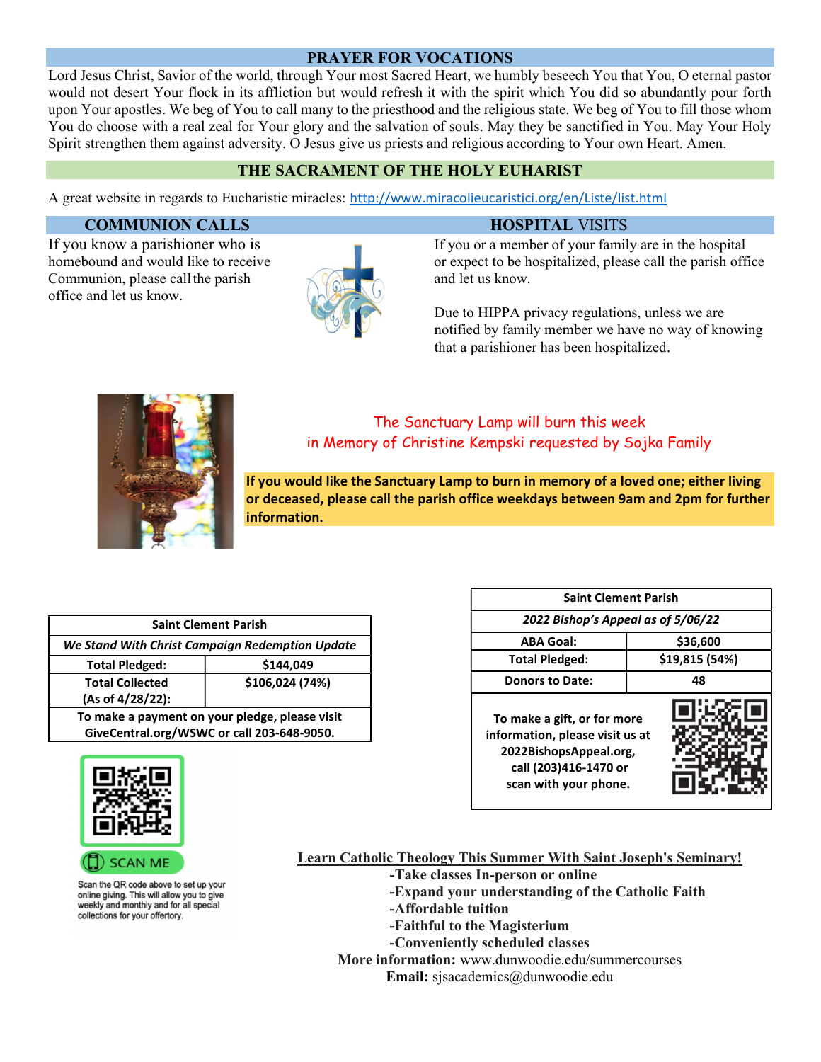## PRAYER FOR VOCATIONS

Lord Jesus Christ, Savior of the world, through Your most Sacred Heart, we humbly beseech You that You, O eternal pastor would not desert Your flock in its affliction but would refresh it with the spirit which You did so abundantly pour forth upon Your apostles. We beg of You to call many to the priesthood and the religious state. We beg of You to fill those whom You do choose with a real zeal for Your glory and the salvation of souls. May they be sanctified in You. May Your Holy Spirit strengthen them against adversity. O Jesus give us priests and religious according to Your own Heart. Amen.

## THE SACRAMENT OF THE HOLY EUHARIST

A great website in regards to Eucharistic miracles: http://www.miracolieucaristici.org/en/Liste/list.html

## COMMUNION CALLS

If you know a parishioner who is homebound and would like to receive Communion, please call the parish office and let us know.

## HOSPITAL VISITS

If you or a member of your family are in the hospital or expect to be hospitalized, please call the parish office and let us know.

Due to HIPPA privacy regulations, unless we are notified by family member we have no way of knowing that a parishioner has been hospitalized.

The Sanctuary Lamp will burn this week
in Memory of Christine Kempski requested by Sojka Family

**If you would like the Sanctuary Lamp to burn in memory of a loved one; either living or deceased, please call the parish office weekdays between 9am and 2pm for further information.**

| Saint Clement Parish | |
|---|---|
| ***We Stand With Christ Campaign Redemption Update*** | |
| **Total Pledged:** | **$144,049** |
| **Total Collected (As of 4/28/22):** | **$106,024 (74%)** |
| **To make a payment on your pledge, please visit GiveCentral.org/WSWC or call 203-648-9050.** | |

SCAN ME

Scan the QR code above to set up your online giving. This will allow you to give weekly and monthly and for all special collections for your offertory.

| Saint Clement Parish | |
|---|---|
| ***2022 Bishop's Appeal as of 5/06/22*** | |
| **ABA Goal:** | **$36,600** |
| **Total Pledged:** | **$19,815 (54%)** |
| **Donors to Date:** | **48** |
| **To make a gift, or for more information, please visit us at 2022BishopsAppeal.org, call (203)416-1470 or scan with your phone.** | |

**Learn Catholic Theology This Summer With Saint Joseph's Seminary!**

**-Take classes In-person or online**
**-Expand your understanding of the Catholic Faith**
**-Affordable tuition**
**-Faithful to the Magisterium**
**-Conveniently scheduled classes**

**More information:** www.dunwoodie.edu/summercourses
**Email:** sjsacademics@dunwoodie.edu